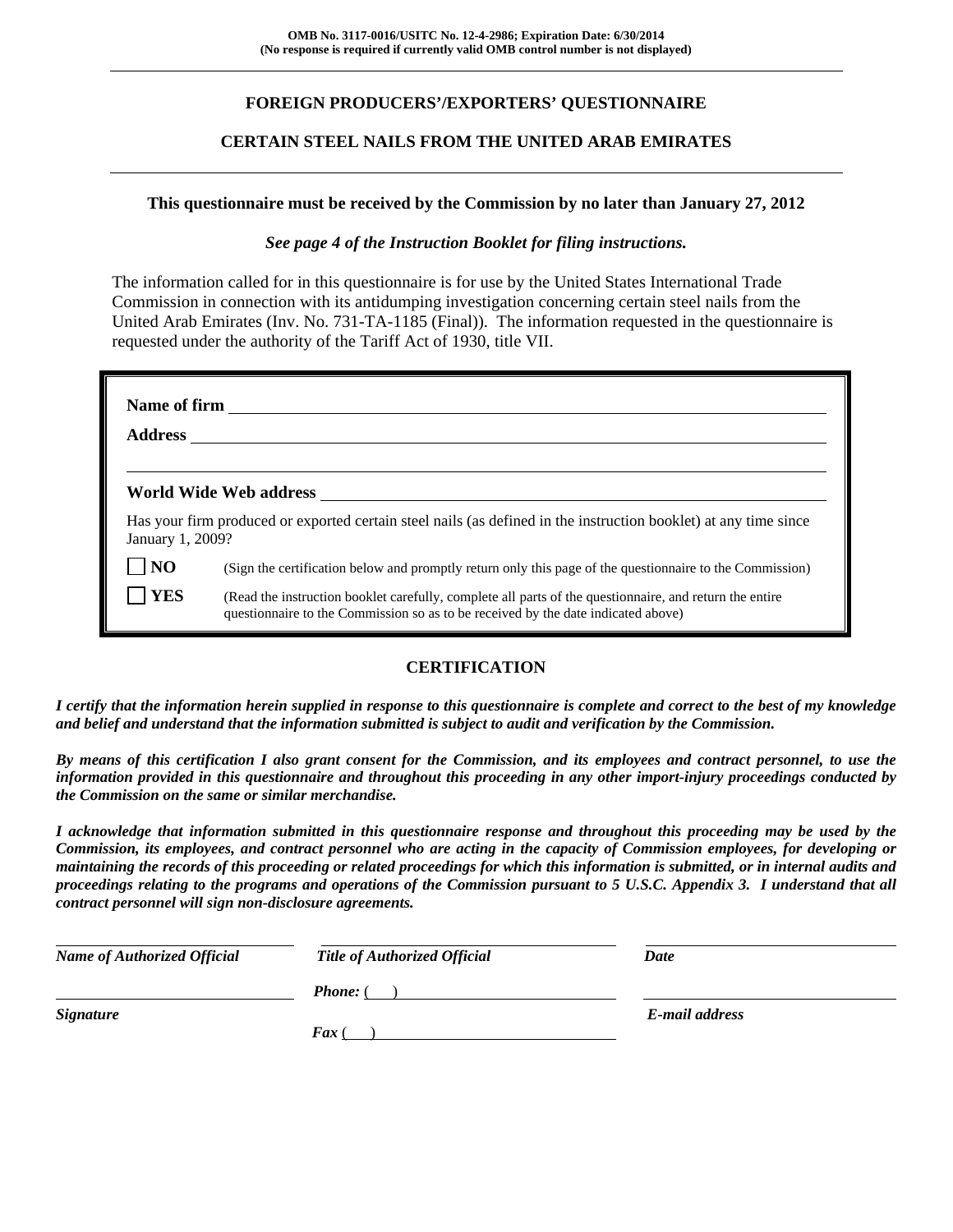**OMB No. 3117-0016/USITC No. 12-4-2986; Expiration Date: 6/30/2014**
**(No response is required if currently valid OMB control number is not displayed)**

# FOREIGN PRODUCERS'/EXPORTERS' QUESTIONNAIRE

## CERTAIN STEEL NAILS FROM THE UNITED ARAB EMIRATES

**This questionnaire must be received by the Commission by no later than January 27, 2012**

***See page 4 of the Instruction Booklet for filing instructions.***

The information called for in this questionnaire is for use by the United States International Trade Commission in connection with its antidumping investigation concerning certain steel nails from the United Arab Emirates (Inv. No. 731-TA-1185 (Final)). The information requested in the questionnaire is requested under the authority of the Tariff Act of 1930, title VII.

**Name of firm** \_\_\_\_\_\_\_\_\_\_\_\_\_\_\_\_\_\_\_\_\_\_\_\_\_\_\_\_\_\_\_\_\_\_\_\_\_\_\_\_

**Address** \_\_\_\_\_\_\_\_\_\_\_\_\_\_\_\_\_\_\_\_\_\_\_\_\_\_\_\_\_\_\_\_\_\_\_\_\_\_\_\_

\_\_\_\_\_\_\_\_\_\_\_\_\_\_\_\_\_\_\_\_\_\_\_\_\_\_\_\_\_\_\_\_\_\_\_\_\_\_\_\_

**World Wide Web address** \_\_\_\_\_\_\_\_\_\_\_\_\_\_\_\_\_\_\_\_\_\_\_\_\_\_\_\_\_\_\_\_\_\_\_\_\_\_\_\_

Has your firm produced or exported certain steel nails (as defined in the instruction booklet) at any time since January 1, 2009?

☐ **NO** (Sign the certification below and promptly return only this page of the questionnaire to the Commission)

☐ **YES** (Read the instruction booklet carefully, complete all parts of the questionnaire, and return the entire questionnaire to the Commission so as to be received by the date indicated above)

## CERTIFICATION

***I certify that the information herein supplied in response to this questionnaire is complete and correct to the best of my knowledge and belief and understand that the information submitted is subject to audit and verification by the Commission.***

***By means of this certification I also grant consent for the Commission, and its employees and contract personnel, to use the information provided in this questionnaire and throughout this proceeding in any other import-injury proceedings conducted by the Commission on the same or similar merchandise.***

***I acknowledge that information submitted in this questionnaire response and throughout this proceeding may be used by the Commission, its employees, and contract personnel who are acting in the capacity of Commission employees, for developing or maintaining the records of this proceeding or related proceedings for which this information is submitted, or in internal audits and proceedings relating to the programs and operations of the Commission pursuant to 5 U.S.C. Appendix 3. I understand that all contract personnel will sign non-disclosure agreements.***

| ***Name of Authorized Official*** | ***Title of Authorized Official*** | ***Date*** |
|---|---|---|
| ***Signature*** | ***Phone:*** ( ) | ***E-mail address*** |
| | ***Fax*** ( ) | |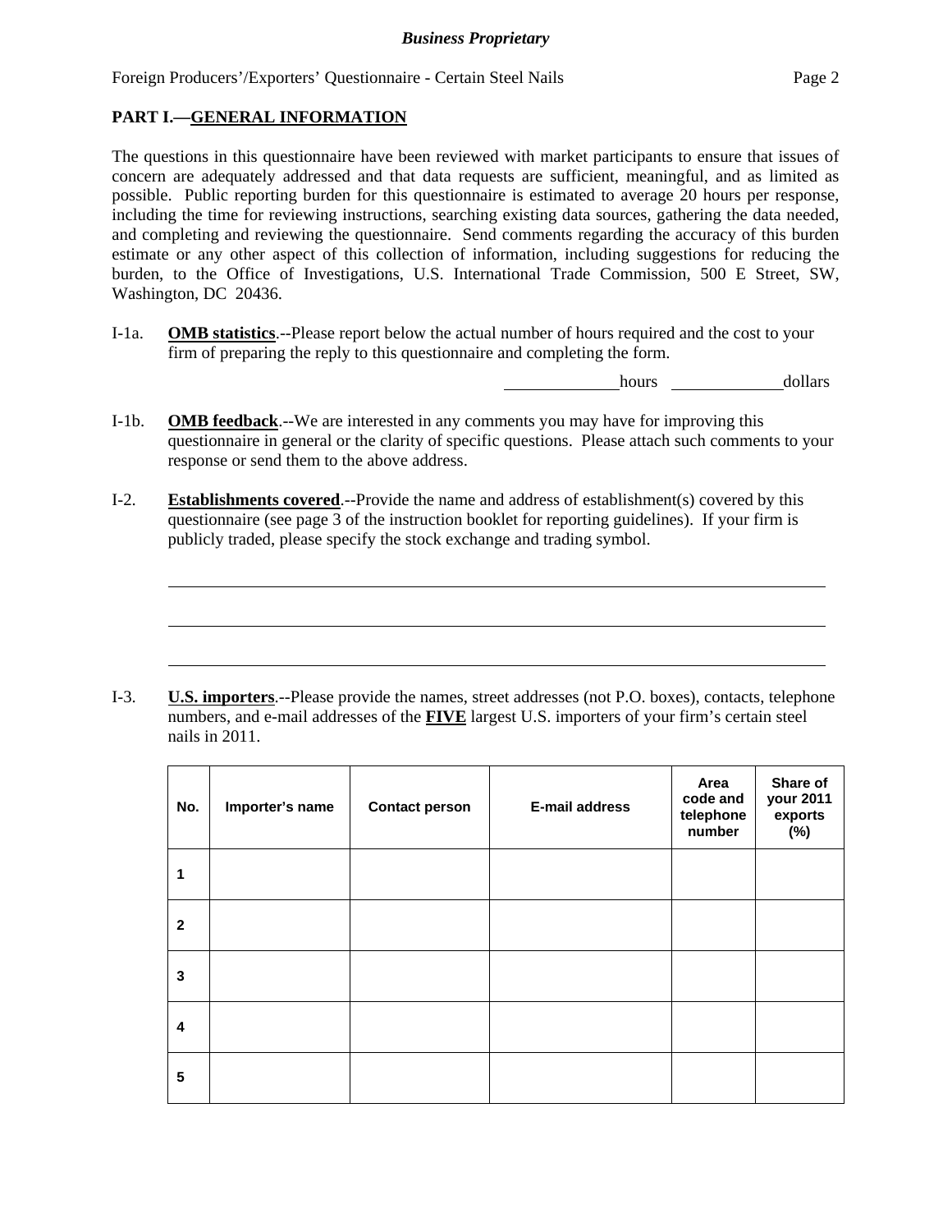## PART I.—GENERAL INFORMATION

The questions in this questionnaire have been reviewed with market participants to ensure that issues of concern are adequately addressed and that data requests are sufficient, meaningful, and as limited as possible. Public reporting burden for this questionnaire is estimated to average 20 hours per response, including the time for reviewing instructions, searching existing data sources, gathering the data needed, and completing and reviewing the questionnaire. Send comments regarding the accuracy of this burden estimate or any other aspect of this collection of information, including suggestions for reducing the burden, to the Office of Investigations, U.S. International Trade Commission, 500 E Street, SW, Washington, DC 20436.

I-1a. **OMB statistics**.--Please report below the actual number of hours required and the cost to your firm of preparing the reply to this questionnaire and completing the form.

_____________ hours _____________ dollars

I-1b. **OMB feedback**.--We are interested in any comments you may have for improving this questionnaire in general or the clarity of specific questions. Please attach such comments to your response or send them to the above address.

I-2. **Establishments covered**.--Provide the name and address of establishment(s) covered by this questionnaire (see page 3 of the instruction booklet for reporting guidelines). If your firm is publicly traded, please specify the stock exchange and trading symbol.

______________________________________________________________________

______________________________________________________________________

______________________________________________________________________

I-3. **U.S. importers**.--Please provide the names, street addresses (not P.O. boxes), contacts, telephone numbers, and e-mail addresses of the **FIVE** largest U.S. importers of your firm's certain steel nails in 2011.

| No. | Importer's name | Contact person | E-mail address | Area code and telephone number | Share of your 2011 exports (%) |
|---|---|---|---|---|---|
| 1 | | | | | |
| 2 | | | | | |
| 3 | | | | | |
| 4 | | | | | |
| 5 | | | | | |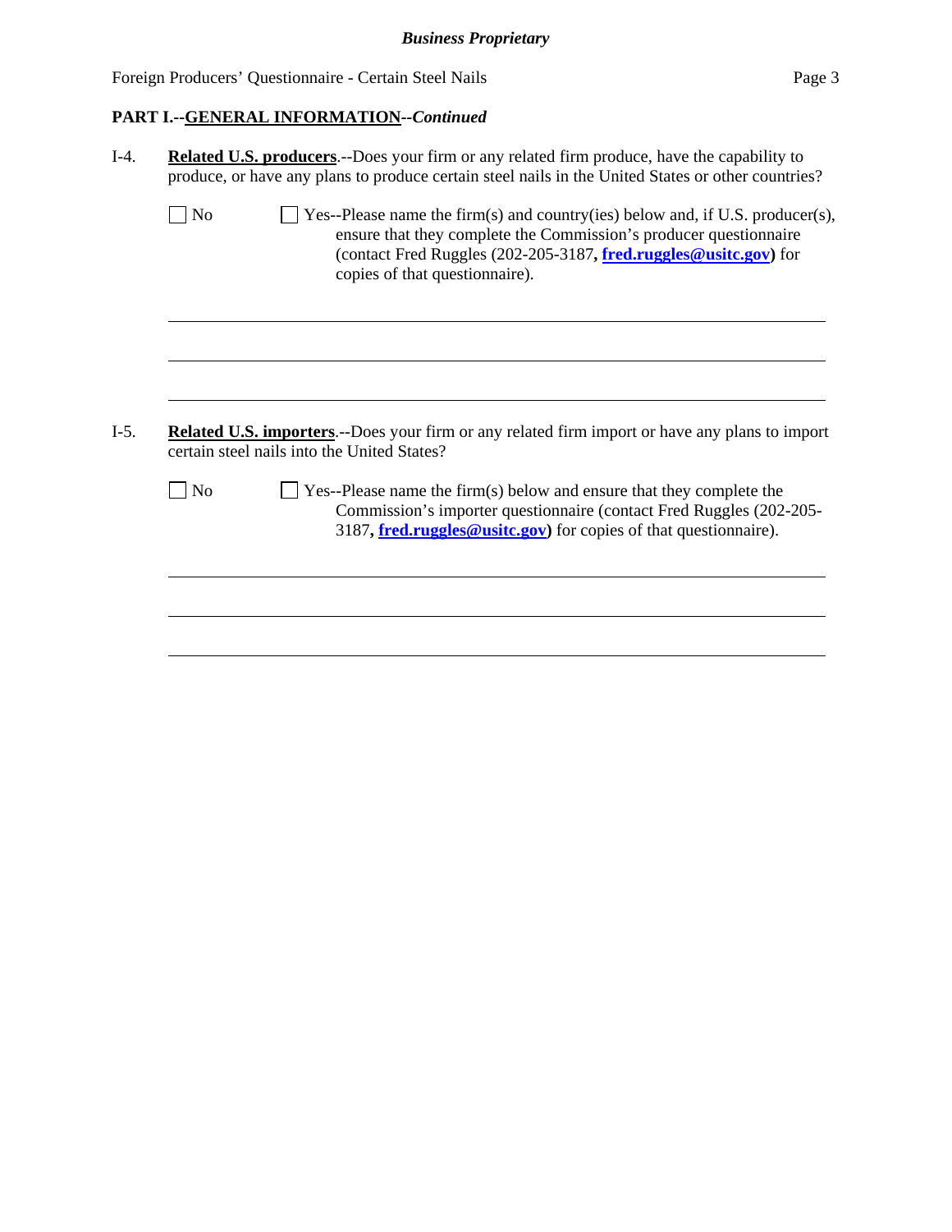**PART I.--GENERAL INFORMATION--*Continued***

I-4. **Related U.S. producers**.--Does your firm or any related firm produce, have the capability to produce, or have any plans to produce certain steel nails in the United States or other countries?

☐ No ☐ Yes--Please name the firm(s) and country(ies) below and, if U.S. producer(s), ensure that they complete the Commission's producer questionnaire (contact Fred Ruggles (202-205-3187**, fred.ruggles@usitc.gov)** for copies of that questionnaire).

______________________________________________________________________________

______________________________________________________________________________

______________________________________________________________________________

I-5. **Related U.S. importers**.--Does your firm or any related firm import or have any plans to import certain steel nails into the United States?

☐ No ☐ Yes--Please name the firm(s) below and ensure that they complete the Commission's importer questionnaire (contact Fred Ruggles (202-205-3187**, fred.ruggles@usitc.gov)** for copies of that questionnaire).

______________________________________________________________________________

______________________________________________________________________________

______________________________________________________________________________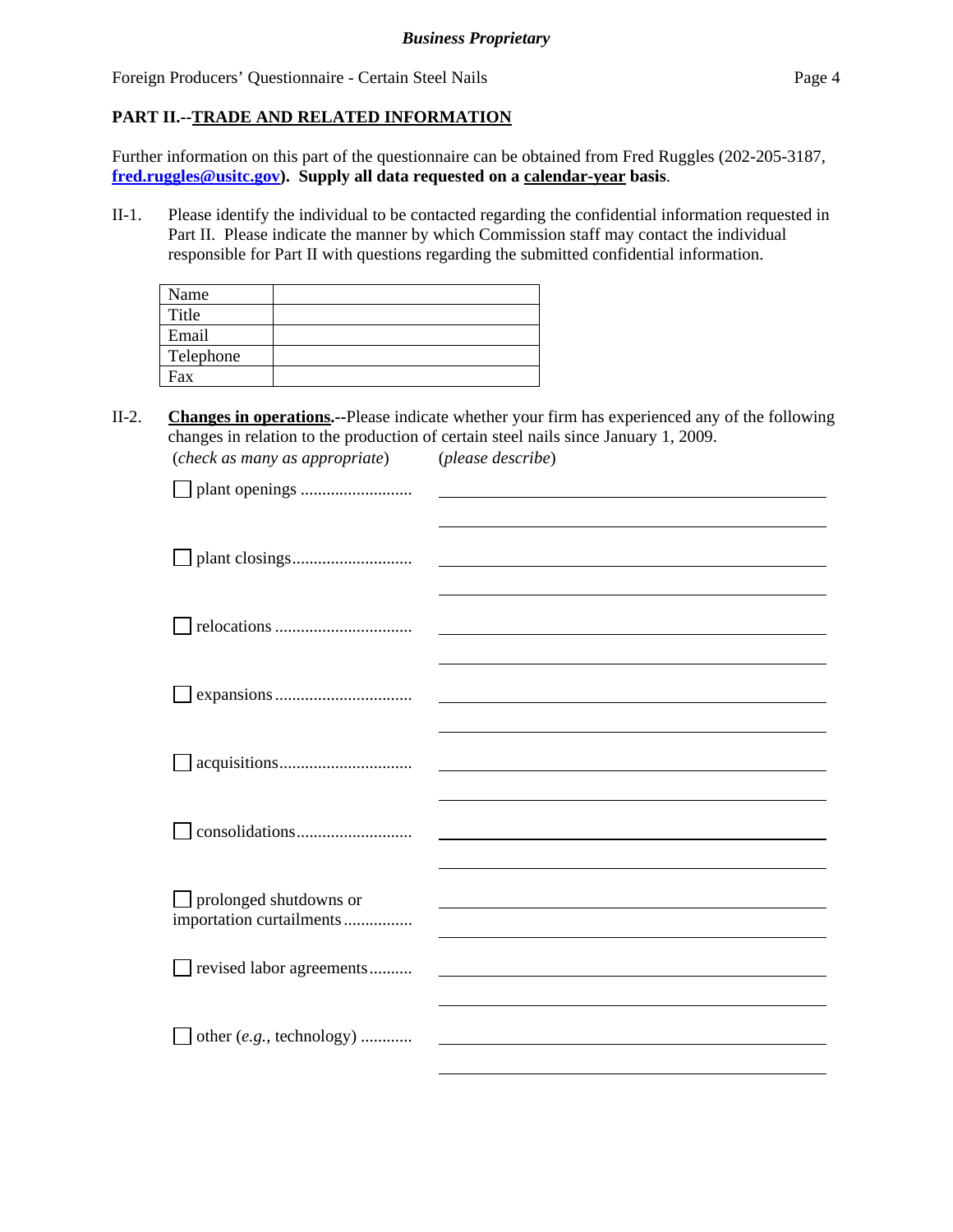**Business Proprietary**

Foreign Producers' Questionnaire - Certain Steel Nails

## PART II.--TRADE AND RELATED INFORMATION

Further information on this part of the questionnaire can be obtained from Fred Ruggles (202-205-3187, **fred.ruggles@usitc.gov**). **Supply all data requested on a calendar-year basis**.

II-1. Please identify the individual to be contacted regarding the confidential information requested in Part II. Please indicate the manner by which Commission staff may contact the individual responsible for Part II with questions regarding the submitted confidential information.

| | |
|---|---|
| Name | |
| Title | |
| Email | |
| Telephone | |
| Fax | |

II-2. **Changes in operations.**--Please indicate whether your firm has experienced any of the following changes in relation to the production of certain steel nails since January 1, 2009.

(*check as many as appropriate*) (*please describe*)

☐ plant openings .......................... ______________________________

☐ plant closings............................ ______________________________

☐ relocations ................................ ______________________________

☐ expansions ................................ ______________________________

☐ acquisitions............................... ______________________________

☐ consolidations........................... ______________________________

☐ prolonged shutdowns or importation curtailments ................ ______________________________

☐ revised labor agreements.......... ______________________________

☐ other (*e.g.*, technology) ............ ______________________________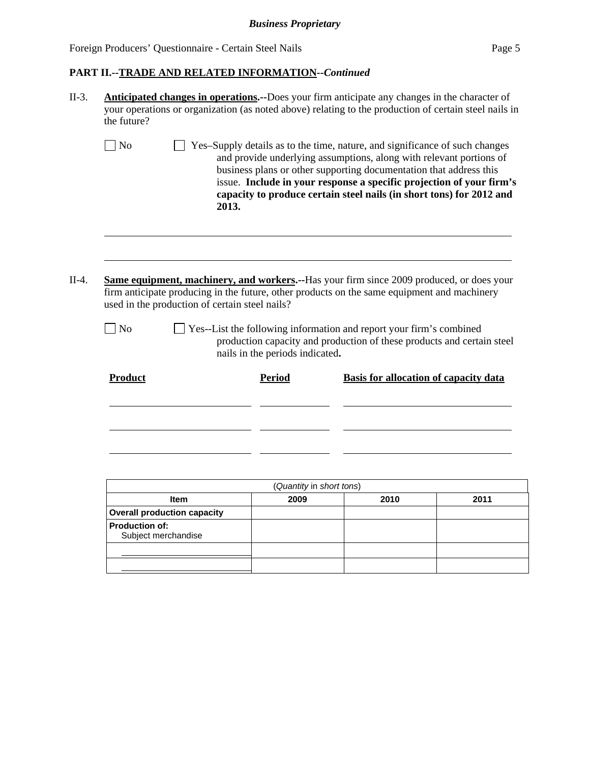**PART II.--TRADE AND RELATED INFORMATION--*Continued***

II-3. **Anticipated changes in operations.--**Does your firm anticipate any changes in the character of your operations or organization (as noted above) relating to the production of certain steel nails in the future?

☐ No ☐ Yes–Supply details as to the time, nature, and significance of such changes and provide underlying assumptions, along with relevant portions of business plans or other supporting documentation that address this issue. **Include in your response a specific projection of your firm's capacity to produce certain steel nails (in short tons) for 2012 and 2013.**

______________________________________________________________________________

______________________________________________________________________________

II-4. **Same equipment, machinery, and workers.--**Has your firm since 2009 produced, or does your firm anticipate producing in the future, other products on the same equipment and machinery used in the production of certain steel nails?

☐ No ☐ Yes--List the following information and report your firm's combined production capacity and production of these products and certain steel nails in the periods indicated**.**

| Product | Period | Basis for allocation of capacity data |
|---|---|---|
| | | |
| | | |
| | | |

| (*Quantity* in *short tons*) | | | |
|---|---|---|---|
| **Item** | **2009** | **2010** | **2011** |
| **Overall production capacity** | | | |
| **Production of:** Subject merchandise | | | |
| ______________ | | | |
| ______________ | | | |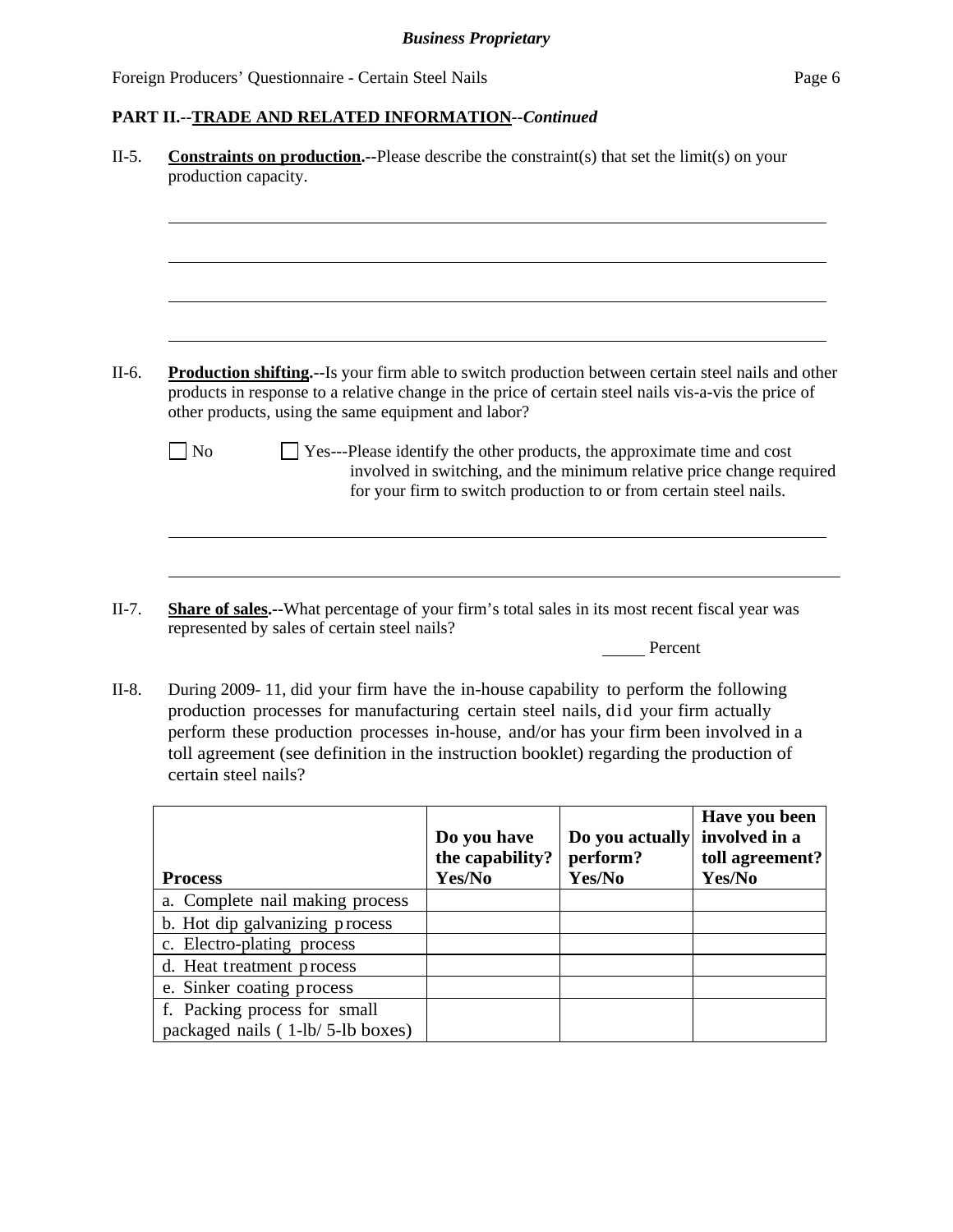**PART II.--TRADE AND RELATED INFORMATION--*Continued***

II-5. **Constraints on production.--**Please describe the constraint(s) that set the limit(s) on your production capacity.

\_\_\_\_\_\_\_\_\_\_\_\_\_\_\_\_\_\_\_\_\_\_\_\_\_\_\_\_\_\_\_\_\_\_\_\_\_\_\_\_\_\_\_\_\_\_\_\_\_\_\_\_\_\_\_\_\_\_\_\_\_\_\_\_\_\_\_\_\_\_\_\_\_\_\_\_

\_\_\_\_\_\_\_\_\_\_\_\_\_\_\_\_\_\_\_\_\_\_\_\_\_\_\_\_\_\_\_\_\_\_\_\_\_\_\_\_\_\_\_\_\_\_\_\_\_\_\_\_\_\_\_\_\_\_\_\_\_\_\_\_\_\_\_\_\_\_\_\_\_\_\_\_

\_\_\_\_\_\_\_\_\_\_\_\_\_\_\_\_\_\_\_\_\_\_\_\_\_\_\_\_\_\_\_\_\_\_\_\_\_\_\_\_\_\_\_\_\_\_\_\_\_\_\_\_\_\_\_\_\_\_\_\_\_\_\_\_\_\_\_\_\_\_\_\_\_\_\_\_

\_\_\_\_\_\_\_\_\_\_\_\_\_\_\_\_\_\_\_\_\_\_\_\_\_\_\_\_\_\_\_\_\_\_\_\_\_\_\_\_\_\_\_\_\_\_\_\_\_\_\_\_\_\_\_\_\_\_\_\_\_\_\_\_\_\_\_\_\_\_\_\_\_\_\_\_

II-6. **Production shifting.--**Is your firm able to switch production between certain steel nails and other products in response to a relative change in the price of certain steel nails vis-a-vis the price of other products, using the same equipment and labor?

☐ No ☐ Yes---Please identify the other products, the approximate time and cost involved in switching, and the minimum relative price change required for your firm to switch production to or from certain steel nails.

\_\_\_\_\_\_\_\_\_\_\_\_\_\_\_\_\_\_\_\_\_\_\_\_\_\_\_\_\_\_\_\_\_\_\_\_\_\_\_\_\_\_\_\_\_\_\_\_\_\_\_\_\_\_\_\_\_\_\_\_\_\_\_\_\_\_\_\_\_\_\_\_\_\_\_\_

\_\_\_\_\_\_\_\_\_\_\_\_\_\_\_\_\_\_\_\_\_\_\_\_\_\_\_\_\_\_\_\_\_\_\_\_\_\_\_\_\_\_\_\_\_\_\_\_\_\_\_\_\_\_\_\_\_\_\_\_\_\_\_\_\_\_\_\_\_\_\_\_\_\_\_\_

II-7. **Share of sales.--**What percentage of your firm's total sales in its most recent fiscal year was represented by sales of certain steel nails?

\_\_\_\_\_ Percent

II-8. During 2009- 11, did your firm have the in-house capability to perform the following production processes for manufacturing certain steel nails, did your firm actually perform these production processes in-house, and/or has your firm been involved in a toll agreement (see definition in the instruction booklet) regarding the production of certain steel nails?

| **Process** | **Do you have the capability? Yes/No** | **Do you actually perform? Yes/No** | **Have you been involved in a toll agreement? Yes/No** |
|---|---|---|---|
| a. Complete nail making process | | | |
| b. Hot dip galvanizing process | | | |
| c. Electro-plating process | | | |
| d. Heat treatment process | | | |
| e. Sinker coating process | | | |
| f. Packing process for small packaged nails ( 1-lb/ 5-lb boxes) | | | |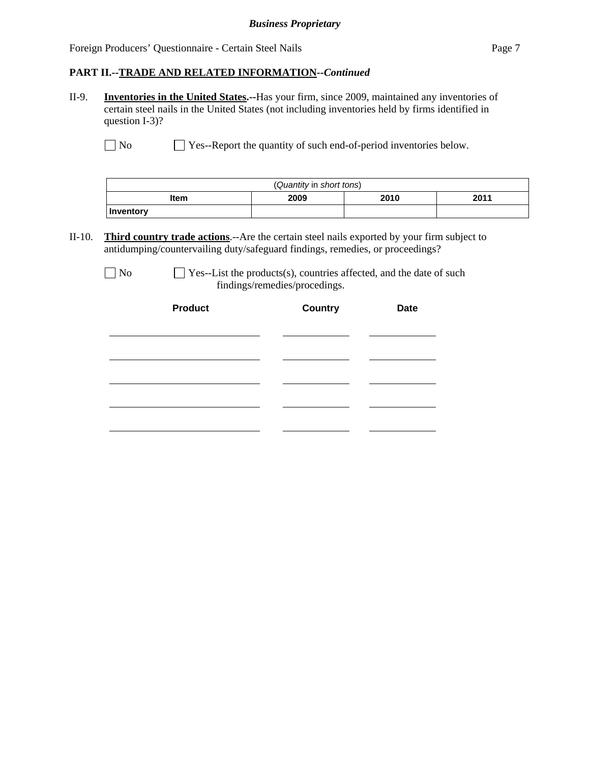## PART II.--TRADE AND RELATED INFORMATION--*Continued*

II-9. **Inventories in the United States.**--Has your firm, since 2009, maintained any inventories of certain steel nails in the United States (not including inventories held by firms identified in question I-3)?

☐ No ☐ Yes--Report the quantity of such end-of-period inventories below.

| (*Quantity* in *short tons*) | | | |
|---|---|---|---|
| **Item** | **2009** | **2010** | **2011** |
| **Inventory** | | | |

II-10. **Third country trade actions**.--Are the certain steel nails exported by your firm subject to antidumping/countervailing duty/safeguard findings, remedies, or proceedings?

☐ No ☐ Yes--List the products(s), countries affected, and the date of such findings/remedies/procedings.

| **Product** | **Country** | **Date** |
|---|---|---|
| | | |
| | | |
| | | |
| | | |
| | | |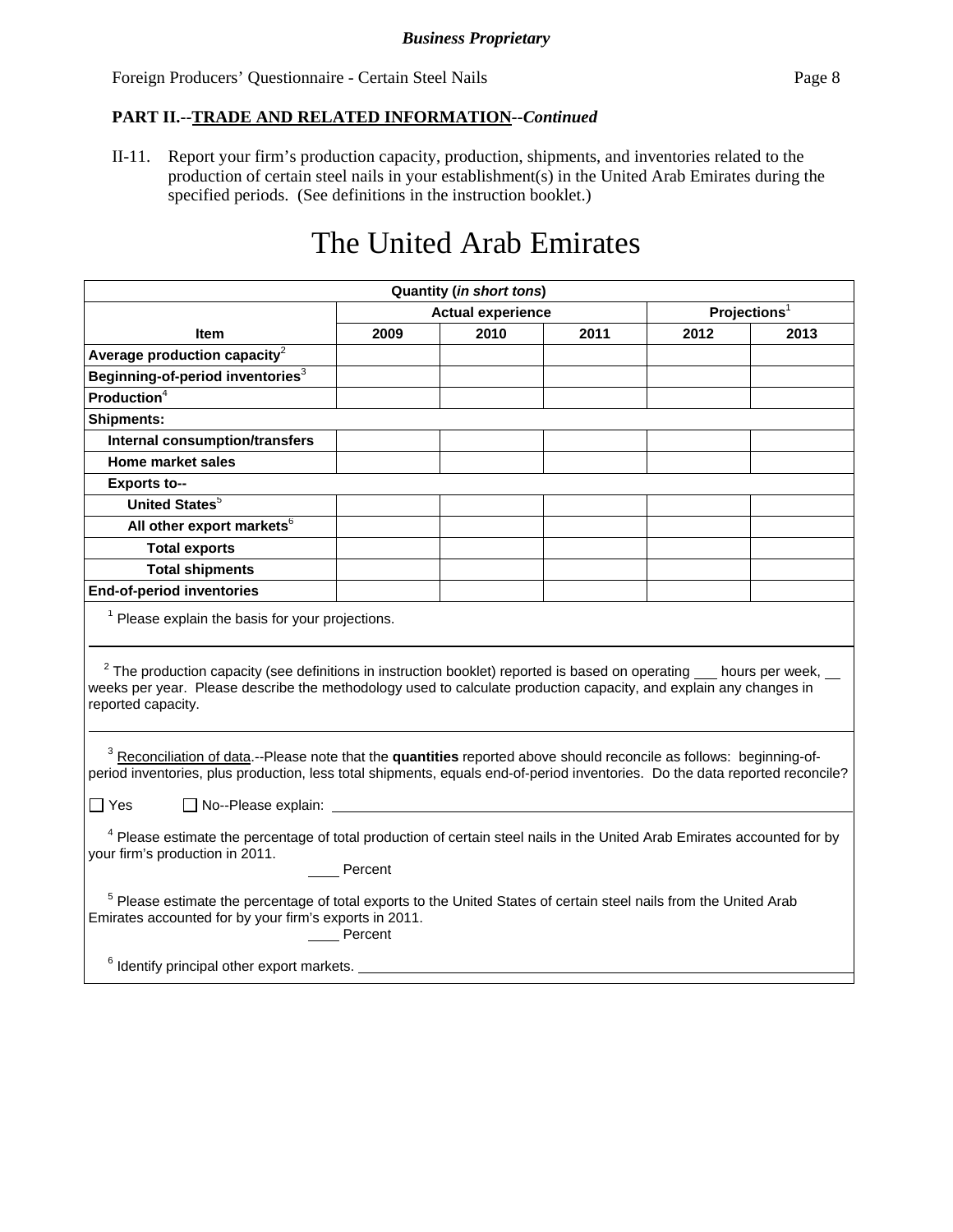*Business Proprietary*

**PART II.--TRADE AND RELATED INFORMATION--*Continued***

II-11. Report your firm's production capacity, production, shipments, and inventories related to the production of certain steel nails in your establishment(s) in the United Arab Emirates during the specified periods. (See definitions in the instruction booklet.)

# The United Arab Emirates

| Quantity (*in short tons*) | | | | | |
|---|---|---|---|---|---|
| | Actual experience | | | Projections[1] | |
| **Item** | **2009** | **2010** | **2011** | **2012** | **2013** |
| **Average production capacity**[2] | | | | | |
| **Beginning-of-period inventories**[3] | | | | | |
| **Production**[4] | | | | | |
| **Shipments:** | | | | | |
| **Internal consumption/transfers** | | | | | |
| **Home market sales** | | | | | |
| **Exports to--** | | | | | |
| **United States**[5] | | | | | |
| **All other export markets**[6] | | | | | |
| **Total exports** | | | | | |
| **Total shipments** | | | | | |
| **End-of-period inventories** | | | | | |

[1] Please explain the basis for your projections.

[2] The production capacity (see definitions in instruction booklet) reported is based on operating ___ hours per week, __ weeks per year. Please describe the methodology used to calculate production capacity, and explain any changes in reported capacity.

[3] Reconciliation of data.--Please note that the **quantities** reported above should reconcile as follows: beginning-of-period inventories, plus production, less total shipments, equals end-of-period inventories. Do the data reported reconcile?

☐ Yes ☐ No--Please explain: ______

[4] Please estimate the percentage of total production of certain steel nails in the United Arab Emirates accounted for by your firm's production in 2011.

____ Percent

[5] Please estimate the percentage of total exports to the United States of certain steel nails from the United Arab Emirates accounted for by your firm's exports in 2011.

____ Percent

[6] Identify principal other export markets. ______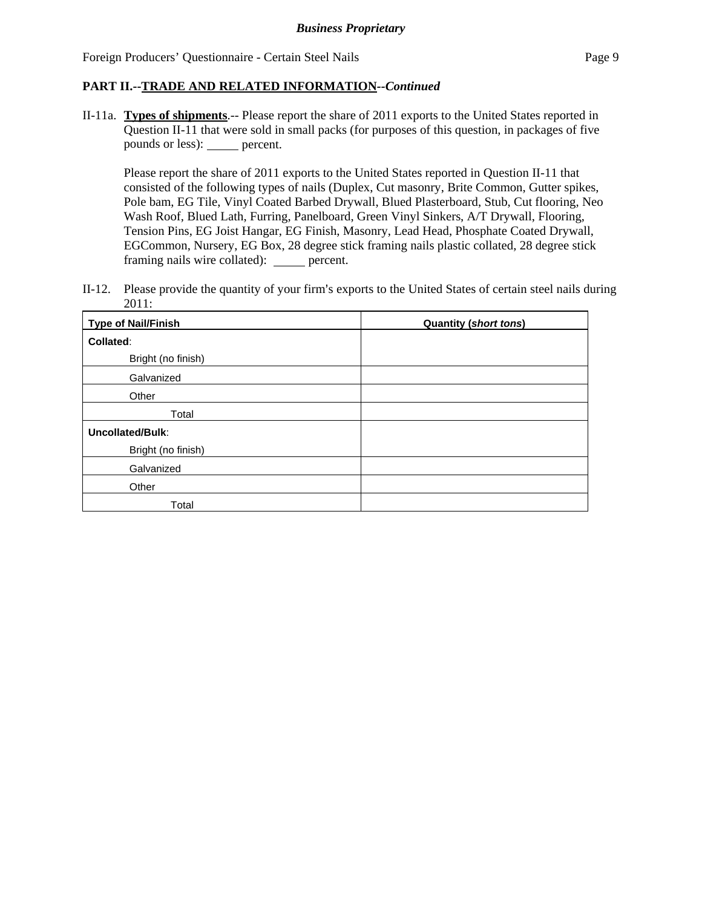**PART II.--TRADE AND RELATED INFORMATION--*Continued***

II-11a. **Types of shipments**.-- Please report the share of 2011 exports to the United States reported in Question II-11 that were sold in small packs (for purposes of this question, in packages of five pounds or less): _____ percent.

Please report the share of 2011 exports to the United States reported in Question II-11 that consisted of the following types of nails (Duplex, Cut masonry, Brite Common, Gutter spikes, Pole bam, EG Tile, Vinyl Coated Barbed Drywall, Blued Plasterboard, Stub, Cut flooring, Neo Wash Roof, Blued Lath, Furring, Panelboard, Green Vinyl Sinkers, A/T Drywall, Flooring, Tension Pins, EG Joist Hangar, EG Finish, Masonry, Lead Head, Phosphate Coated Drywall, EGCommon, Nursery, EG Box, 28 degree stick framing nails plastic collated, 28 degree stick framing nails wire collated): _____ percent.

II-12. Please provide the quantity of your firm's exports to the United States of certain steel nails during 2011:

| Type of Nail/Finish | Quantity (*short tons*) |
|---|---|
| **Collated**: Bright (no finish) | |
| Galvanized | |
| Other | |
| Total | |
| **Uncollated/Bulk**: Bright (no finish) | |
| Galvanized | |
| Other | |
| Total | |